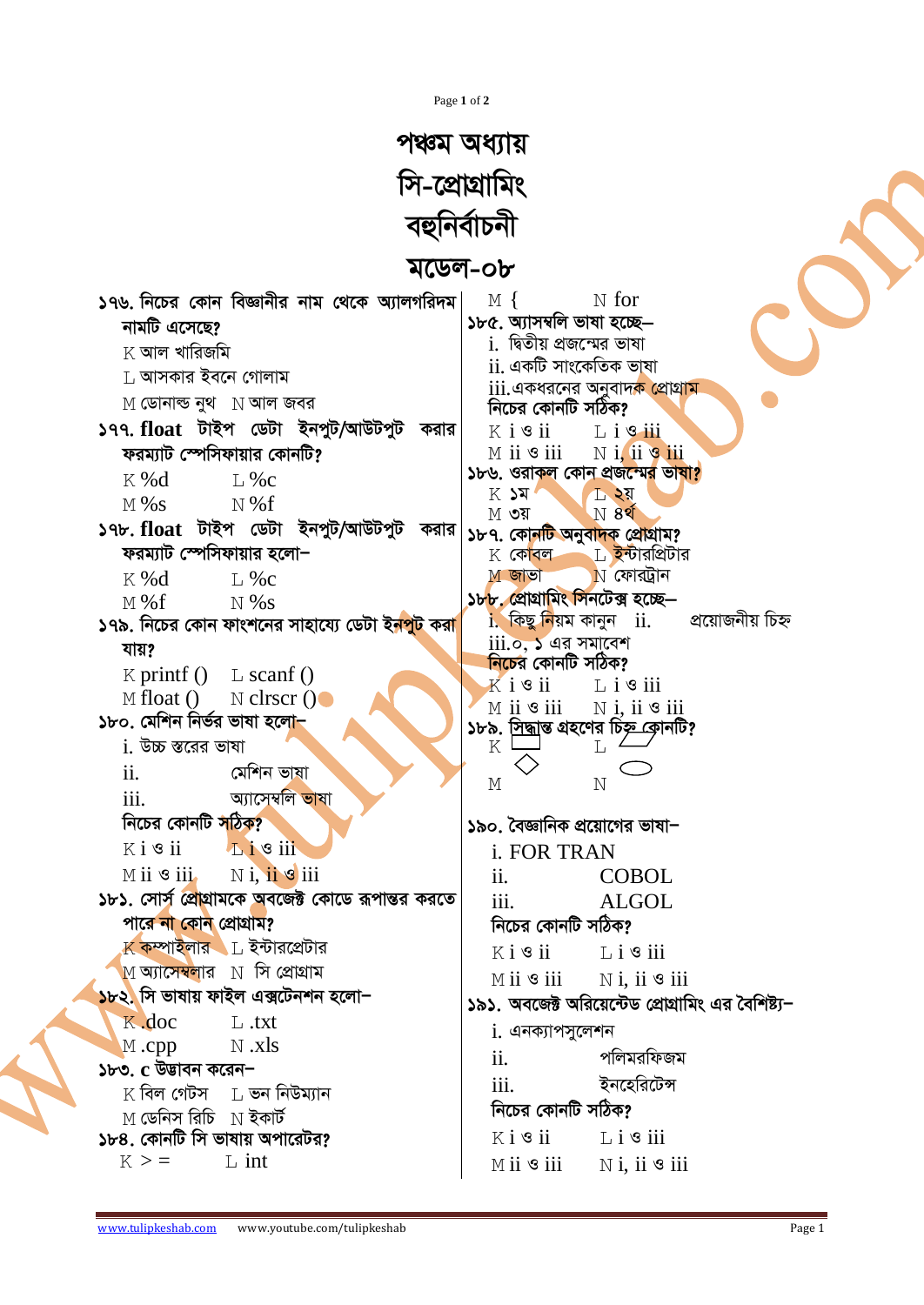# পঞ্চম অধ্যায়

# সি-প্রোগ্রামিং

# বহুনির্বাচনী

## মডেল-০৮

**১৭৬. নিচের কোন বিজ্ঞানীর নাম থেকে অ্যালগরিদম নামটি এসেছে?**

K আল খারিজমি
L আসকার ইবনে গোলাম
M ডোনাল্ড নুথ
N আল জবর

**১৭৭. float টাইপ ডেটা ইনপুট/আউটপুট করার ফরম্যাট স্পেসিফায়ার কোনটি?**

K %d
L %c
M %s
N %f

**১৭৮. float টাইপ ডেটা ইনপুট/আউটপুট করার ফরম্যাট স্পেসিফায়ার হলো–**

K %d
L %c
M %f
N %s

**১৭৯. নিচের কোন ফাংশনের সাহায্যে ডেটা ইনপুট করা যায়?**

K printf ()
L scanf ()
M float ()
N clrscr ()

**১৮০. মেশিন নির্ভর ভাষা হলো–**

i. উচ্চ স্তরের ভাষা
ii. মেশিন ভাষা
iii. অ্যাসেম্বলি ভাষা

**নিচের কোনটি সঠিক?**

K i ও ii
L i ও iii
M ii ও iii
N i, ii ও iii

**১৮১. সোর্স প্রোগ্রামকে অবজেক্ট কোডে রূপান্তর করতে পারে না কোন প্রোগ্রাম?**

K কম্পাইলার
L ইন্টারপ্রেটার
M অ্যাসেম্বলার
N সি প্রোগ্রাম

**১৮২. সি ভাষায় ফাইল এক্সটেনশন হলো–**

K .doc
L .txt
M .cpp
N .xls

**১৮৩. c উদ্ভাবন করেন–**

K বিল গেটস
L ভন নিউম্যান
M ডেনিস রিচি
N ইকার্ট

**১৮৪. কোনটি সি ভাষায় অপারেটর?**

K >=
L int
M {
N for

**১৮৫. অ্যাসম্বলি ভাষা হচ্ছে–**

i. দ্বিতীয় প্রজন্মের ভাষা
ii. একটি সাংকেতিক ভাষা
iii. একধরনের অনুবাদক প্রোগ্রাম

**নিচের কোনটি সঠিক?**

K i ও ii
L i ও iii
M ii ও iii
N i, ii ও iii

**১৮৬. ওরাকল কোন প্রজন্মের ভাষা?**

K ১ম
L ২য়
M ৩য়
N ৪র্থ

**১৮৭. কোনটি অনুবাদক প্রোগ্রাম?**

K কোবল
L ইন্টারপ্রিটার
M জাভা
N ফোরট্রান

**১৮৮. প্রোগ্রামিং সিনটেক্স হচ্ছে–**

i. কিছু নিয়ম কানুন
ii. প্রয়োজনীয় চিহ্ন
iii. ০, ১ এর সমাবেশ

**নিচের কোনটি সঠিক?**

K i ও ii
L i ও iii
M ii ও iii
N i, ii ও iii

**১৮৯. সিদ্ধান্ত গ্রহণের চিহ্ন কোনটি?**

K ▭
L ▱
M ◇
N ⬭

**১৯০. বৈজ্ঞানিক প্রয়োগের ভাষা–**

i. FOR TRAN
ii. COBOL
iii. ALGOL

**নিচের কোনটি সঠিক?**

K i ও ii
L i ও iii
M ii ও iii
N i, ii ও iii

**১৯১. অবজেক্ট অরিয়েন্টেড প্রোগ্রামিং এর বৈশিষ্ট্য–**

i. এনক্যাপসুলেশন
ii. পলিমরফিজম
iii. ইনহেরিটেন্স

**নিচের কোনটি সঠিক?**

K i ও ii
L i ও iii
M ii ও iii
N i, ii ও iii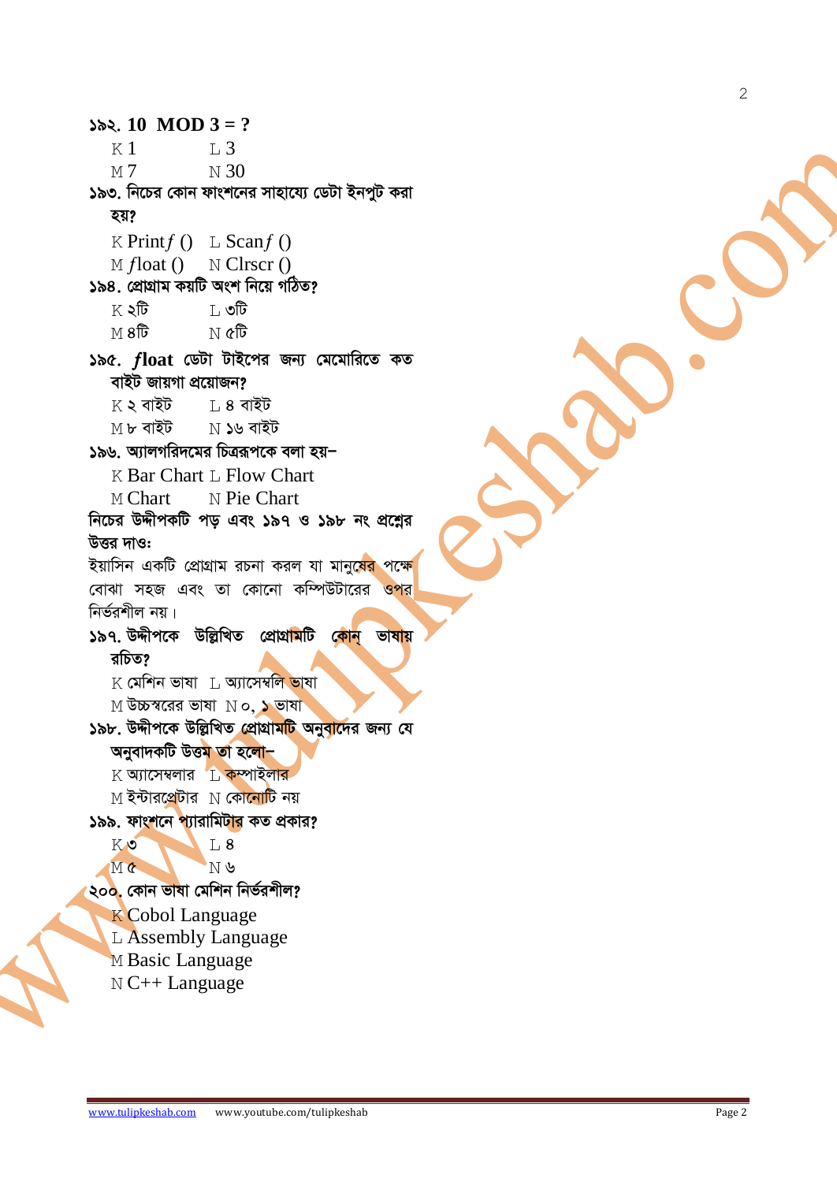**১৯২. 10 MOD 3 = ?**

K 1 L 3
M 7 N 30

**১৯৩. নিচের কোন ফাংশনের সাহায্যে ডেটা ইনপুট করা হয়?**

K Print*f* () L Scan*f* ()
M *f*loat () N Clrscr ()

**১৯৪. প্রোগ্রাম কয়টি অংশ নিয়ে গঠিত?**

K ২টি L ৩টি
M ৪টি N ৫টি

**১৯৫. *f*loat ডেটা টাইপের জন্য মেমোরিতে কত বাইট জায়গা প্রয়োজন?**

K ২ বাইট L ৪ বাইট
M ৮ বাইট N ১৬ বাইট

**১৯৬. অ্যালগরিদমের চিত্ররূপকে বলা হয়–**

K Bar Chart L Flow Chart
M Chart N Pie Chart

**নিচের উদ্দীপকটি পড় এবং ১৯৭ ও ১৯৮ নং প্রশ্নের উত্তর দাও:**

ইয়াসিন একটি প্রোগ্রাম রচনা করল যা মানুষের পক্ষে বোঝা সহজ এবং তা কোনো কম্পিউটারের ওপর নির্ভরশীল নয়।

**১৯৭. উদ্দীপকে উল্লিখিত প্রোগ্রামটি কোন্ ভাষায় রচিত?**

K মেশিন ভাষা L অ্যাসেম্বলি ভাষা
M উচ্চস্বরের ভাষা N ০, ১ ভাষা

**১৯৮. উদ্দীপকে উল্লিখিত প্রোগ্রামটি অনুবাদের জন্য যে অনুবাদকটি উত্তম তা হলো–**

K অ্যাসেম্বলার L কম্পাইলার
M ইন্টারপ্রেটার N কোনোটি নয়

**১৯৯. ফাংশনে প্যারামিটার কত প্রকার?**

K ৩ L ৪
M ৫ N ৬

**২০০. কোন ভাষা মেশিন নির্ভরশীল?**

K Cobol Language
L Assembly Language
M Basic Language
N C++ Language